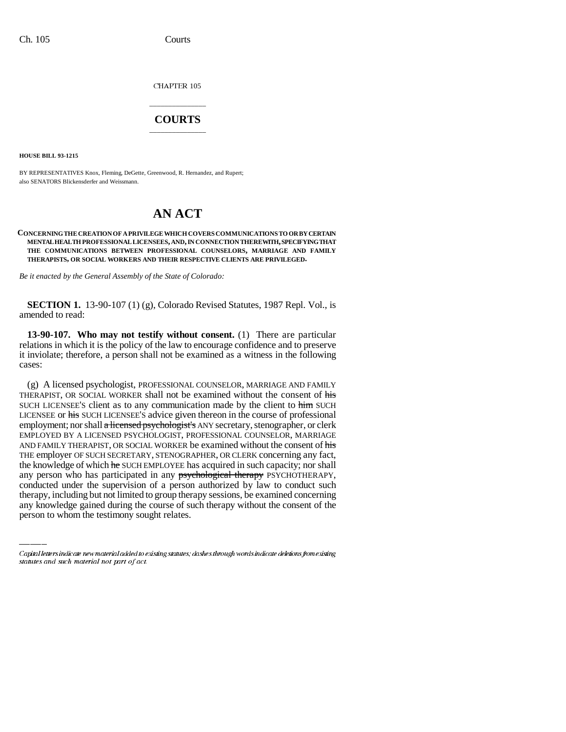CHAPTER 105

# COURTS

**HOUSE BILL 93-1215**

BY REPRESENTATIVES Knox, Fleming, DeGette, Greenwood, R. Hernandez, and Rupert; also SENATORS Blickensderfer and Weissmann.

# AN ACT

**CONCERNING THE CREATION OF A PRIVILEGE WHICH COVERS COMMUNICATIONS TO OR BY CERTAIN MENTAL HEALTH PROFESSIONAL LICENSEES, AND, IN CONNECTION THEREWITH, SPECIFYING THAT THE COMMUNICATIONS BETWEEN PROFESSIONAL COUNSELORS, MARRIAGE AND FAMILY THERAPISTS, OR SOCIAL WORKERS AND THEIR RESPECTIVE CLIENTS ARE PRIVILEGED.**

*Be it enacted by the General Assembly of the State of Colorado:*

**SECTION 1.** 13-90-107 (1) (g), Colorado Revised Statutes, 1987 Repl. Vol., is amended to read:

**13-90-107. Who may not testify without consent.** (1) There are particular relations in which it is the policy of the law to encourage confidence and to preserve it inviolate; therefore, a person shall not be examined as a witness in the following cases:

(g) A licensed psychologist, PROFESSIONAL COUNSELOR, MARRIAGE AND FAMILY THERAPIST, OR SOCIAL WORKER shall not be examined without the consent of ~~his~~ SUCH LICENSEE'S client as to any communication made by the client to ~~him~~ SUCH LICENSEE or ~~his~~ SUCH LICENSEE'S advice given thereon in the course of professional employment; nor shall ~~a licensed psychologist's~~ ANY secretary, stenographer, or clerk EMPLOYED BY A LICENSED PSYCHOLOGIST, PROFESSIONAL COUNSELOR, MARRIAGE AND FAMILY THERAPIST, OR SOCIAL WORKER be examined without the consent of ~~his~~ THE employer OF SUCH SECRETARY, STENOGRAPHER, OR CLERK concerning any fact, the knowledge of which ~~he~~ SUCH EMPLOYEE has acquired in such capacity; nor shall any person who has participated in any ~~psychological therapy~~ PSYCHOTHERAPY, conducted under the supervision of a person authorized by law to conduct such therapy, including but not limited to group therapy sessions, be examined concerning any knowledge gained during the course of such therapy without the consent of the person to whom the testimony sought relates.

*Capital letters indicate new material added to existing statutes; dashes through words indicate deletions from existing statutes and such material not part of act.*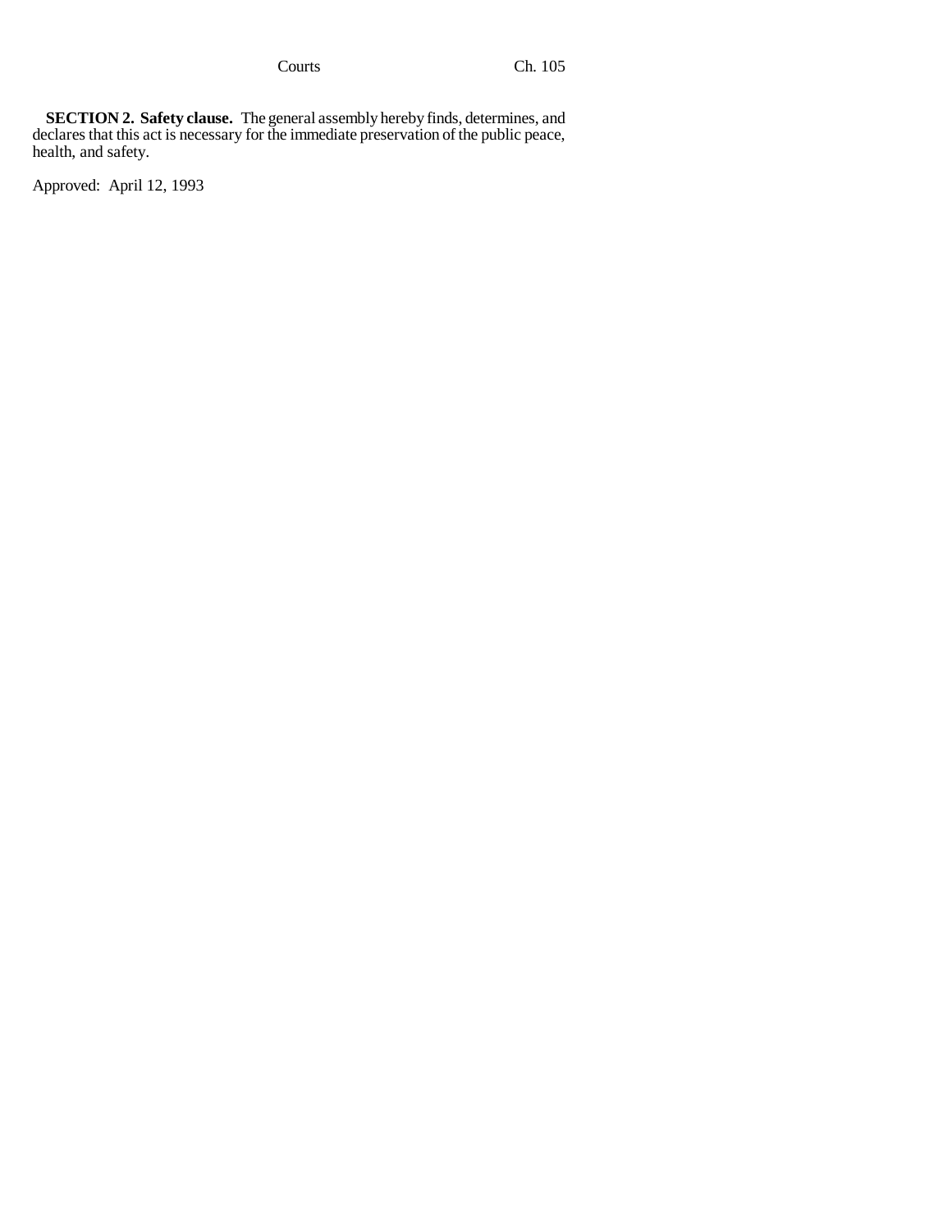**SECTION 2. Safety clause.** The general assembly hereby finds, determines, and declares that this act is necessary for the immediate preservation of the public peace, health, and safety.

Approved: April 12, 1993